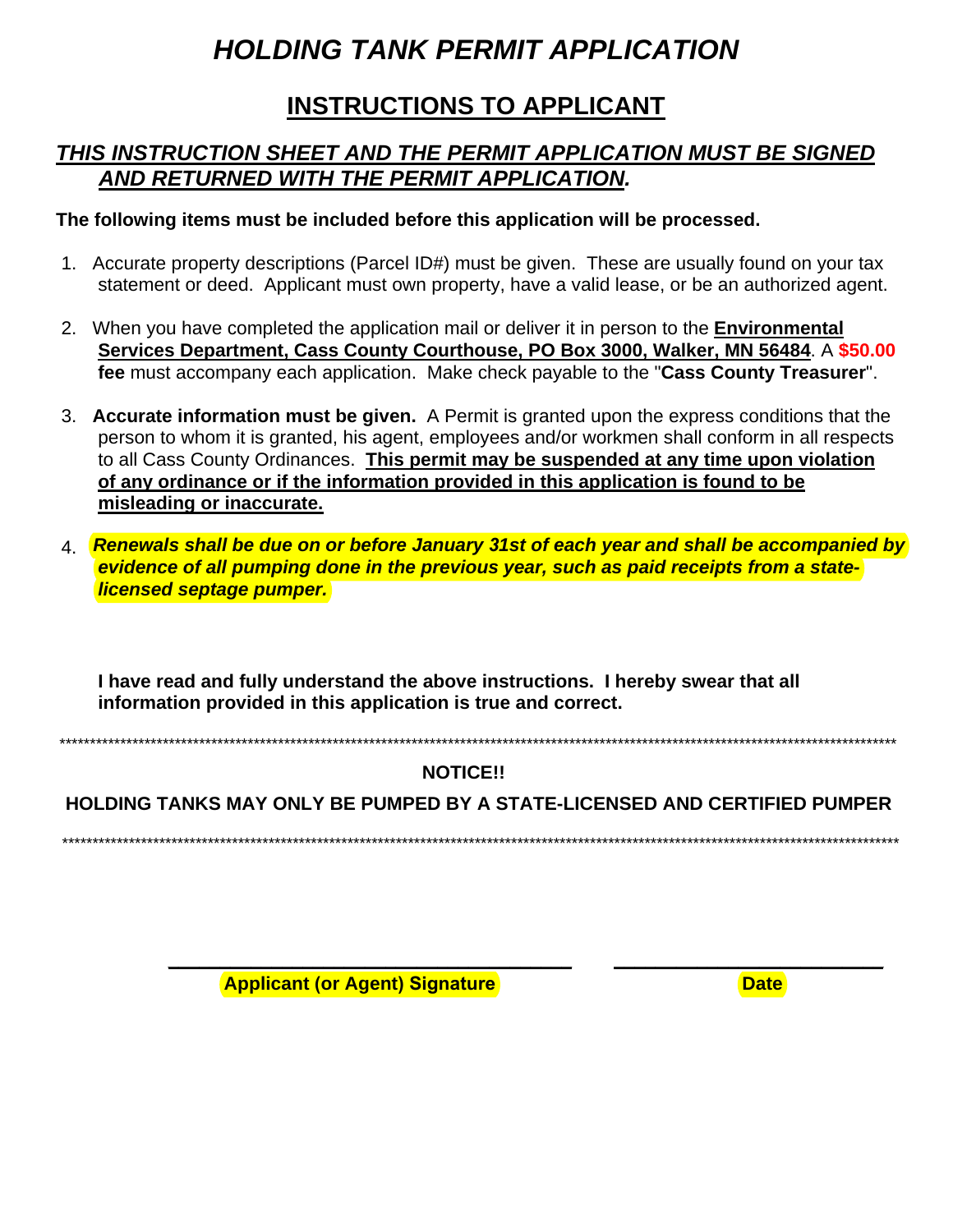# *HOLDING TANK PERMIT APPLICATION*

## INSTRUCTIONS TO APPLICANT

### *THIS INSTRUCTION SHEET AND THE PERMIT APPLICATION MUST BE SIGNED AND RETURNED WITH THE PERMIT APPLICATION.*

**The following items must be included before this application will be processed.**

1. Accurate property descriptions (Parcel ID#) must be given. These are usually found on your tax statement or deed. Applicant must own property, have a valid lease, or be an authorized agent.

2. When you have completed the application mail or deliver it in person to the **Environmental Services Department, Cass County Courthouse, PO Box 3000, Walker, MN 56484**. A **$50.00 fee** must accompany each application. Make check payable to the "**Cass County Treasurer**".

3. **Accurate information must be given.** A Permit is granted upon the express conditions that the person to whom it is granted, his agent, employees and/or workmen shall conform in all respects to all Cass County Ordinances. **This permit may be suspended at any time upon violation of any ordinance or if the information provided in this application is found to be misleading or inaccurate.**

4. ***Renewals shall be due on or before January 31st of each year and shall be accompanied by evidence of all pumping done in the previous year, such as paid receipts from a state-licensed septage pumper.***

**I have read and fully understand the above instructions. I hereby swear that all information provided in this application is true and correct.**

***************************************************************************************************************

**NOTICE!!**

**HOLDING TANKS MAY ONLY BE PUMPED BY A STATE-LICENSED AND CERTIFIED PUMPER**

***************************************************************************************************************

\_\_\_\_\_\_\_\_\_\_\_\_\_\_\_\_\_\_\_\_\_\_\_\_\_\_\_\_\_\_\_\_\_\_ \_\_\_\_\_\_\_\_\_\_\_\_\_\_\_\_\_\_\_\_\_\_

**Applicant (or Agent) Signature** **Date**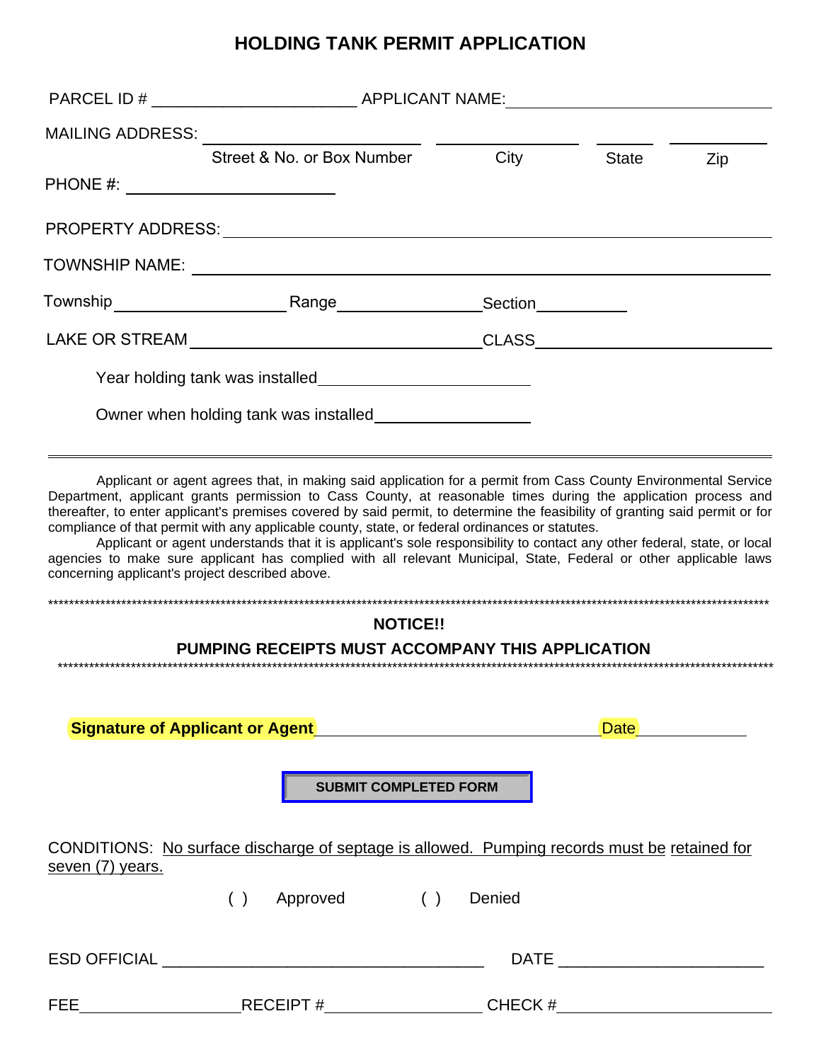# HOLDING TANK PERMIT APPLICATION

PARCEL ID # ______________________ APPLICANT NAME: ______________________________

MAILING ADDRESS: ______________________ ________________ ______ __________

Street & No. or Box Number | City | State | Zip

PHONE #: ______________________

PROPERTY ADDRESS: ______________________________________________________

TOWNSHIP NAME: ______________________________________________________

Township ________________ Range ________________ Section __________

LAKE OR STREAM ______________________________ CLASS ______________________

Year holding tank was installed ______________________

Owner when holding tank was installed ______________________

---

Applicant or agent agrees that, in making said application for a permit from Cass County Environmental Service Department, applicant grants permission to Cass County, at reasonable times during the application process and thereafter, to enter applicant's premises covered by said permit, to determine the feasibility of granting said permit or for compliance of that permit with any applicable county, state, or federal ordinances or statutes.

Applicant or agent understands that it is applicant's sole responsibility to contact any other federal, state, or local agencies to make sure applicant has complied with all relevant Municipal, State, Federal or other applicable laws concerning applicant's project described above.

****************************************************************************************************

**NOTICE!!**

**PUMPING RECEIPTS MUST ACCOMPANY THIS APPLICATION**

****************************************************************************************************

**Signature of Applicant or Agent** ______________________________ Date __________

**SUBMIT COMPLETED FORM**

CONDITIONS: No surface discharge of septage is allowed. Pumping records must be retained for seven (7) years.

( ) Approved ( ) Denied

ESD OFFICIAL ______________________________ DATE ______________________

FEE ________________ RECEIPT # ________________ CHECK # ______________________